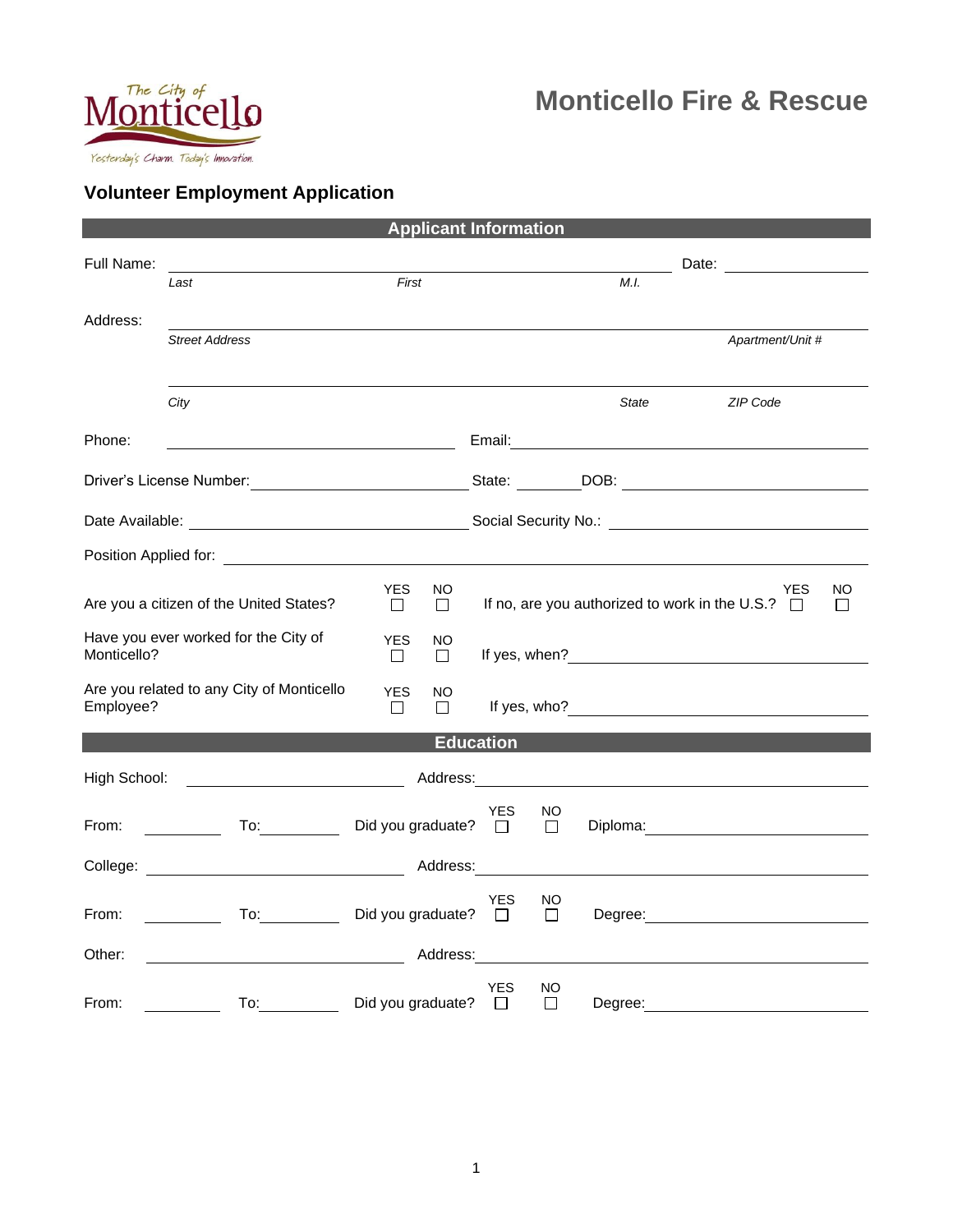The City of Monticello
Yesterday's Charm. Today's Innovation.

# Monticello Fire & Rescue

## Volunteer Employment Application

### Applicant Information

Full Name: ______________________________________________ Date: ______________

*Last* *First* *M.I.*

Address: ______________________________________________________________

*Street Address* *Apartment/Unit #*

______________________________________________________________

*City* *State* *ZIP Code*

Phone: ______________________ Email: ______________________________

Driver's License Number: ______________________ State: ________ DOB: ______________________

Date Available: ______________________ Social Security No.: ______________________

Position Applied for: ______________________________________________

Are you a citizen of the United States? YES ☐ NO ☐ If no, are you authorized to work in the U.S.? YES ☐ NO ☐

Have you ever worked for the City of Monticello? YES ☐ NO ☐ If yes, when? ______________________

Are you related to any City of Monticello Employee? YES ☐ NO ☐ If yes, who? ______________________

### Education

High School: ______________________ Address: ______________________________

From: __________ To: __________ Did you graduate? YES ☐ NO ☐ Diploma: ______________________

College: ______________________ Address: ______________________________

From: __________ To: __________ Did you graduate? YES ☐ NO ☐ Degree: ______________________

Other: ______________________ Address: ______________________________

From: __________ To: __________ Did you graduate? YES ☐ NO ☐ Degree: ______________________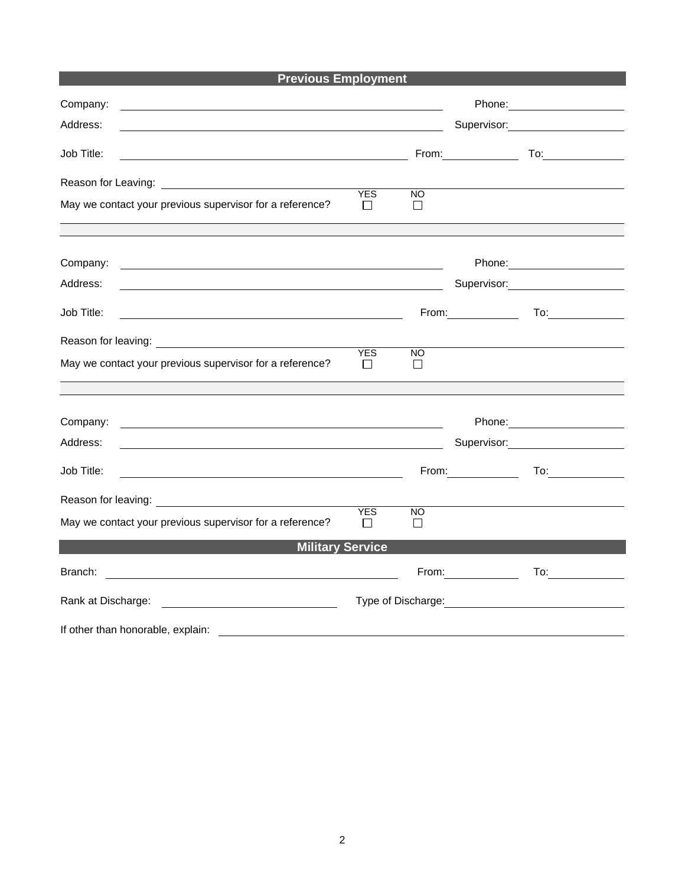## Previous Employment

Company: ______________________________ Phone: ____________

Address: ______________________________ Supervisor: ____________

Job Title: ______________________________ From: ________ To: ________

Reason for Leaving: ______________________________

May we contact your previous supervisor for a reference? YES ☐ NO ☐

---

Company: ______________________________ Phone: ____________

Address: ______________________________ Supervisor: ____________

Job Title: ______________________________ From: ________ To: ________

Reason for leaving: ______________________________

May we contact your previous supervisor for a reference? YES ☐ NO ☐

---

Company: ______________________________ Phone: ____________

Address: ______________________________ Supervisor: ____________

Job Title: ______________________________ From: ________ To: ________

Reason for leaving: ______________________________

May we contact your previous supervisor for a reference? YES ☐ NO ☐

## Military Service

Branch: ______________________________ From: ________ To: ________

Rank at Discharge: ____________________ Type of Discharge: ____________________

If other than honorable, explain: ______________________________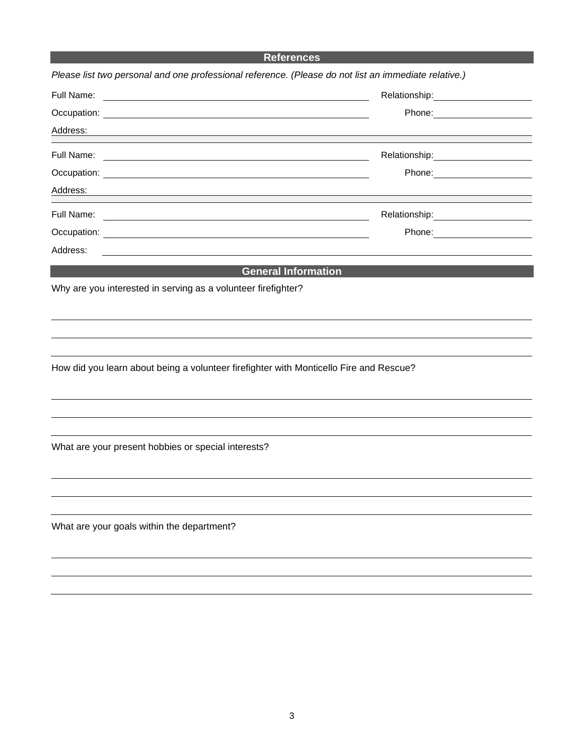## References

*Please list two personal and one professional reference. (Please do not list an immediate relative.)*

Full Name: ______________________ Relationship: ______________

Occupation: ______________________ Phone: ______________

Address: ______________________________________________

Full Name: ______________________ Relationship: ______________

Occupation: ______________________ Phone: ______________

Address: ______________________________________________

Full Name: ______________________ Relationship: ______________

Occupation: ______________________ Phone: ______________

Address: ______________________________________________

## General Information

Why are you interested in serving as a volunteer firefighter?

______________________________________________

______________________________________________

______________________________________________

How did you learn about being a volunteer firefighter with Monticello Fire and Rescue?

______________________________________________

______________________________________________

______________________________________________

What are your present hobbies or special interests?

______________________________________________

______________________________________________

______________________________________________

What are your goals within the department?

______________________________________________

______________________________________________

______________________________________________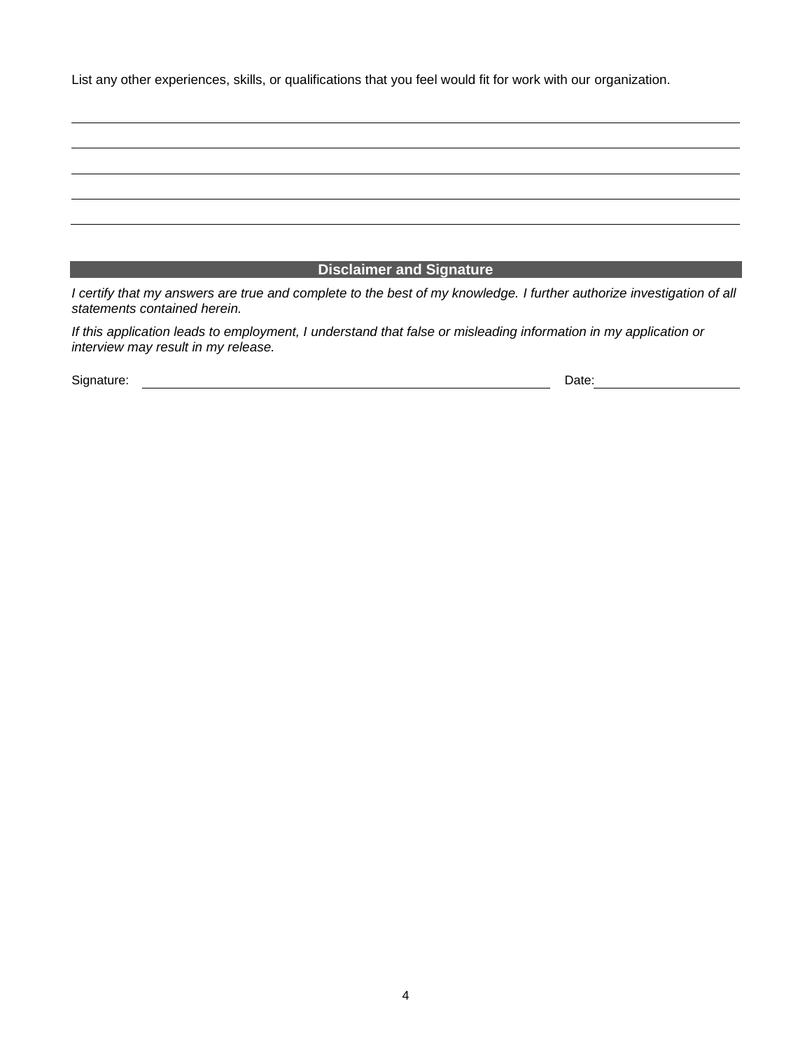List any other experiences, skills, or qualifications that you feel would fit for work with our organization.

\_\_\_\_\_\_\_\_\_\_\_\_\_\_\_\_\_\_\_\_\_\_\_\_\_\_\_\_\_\_\_\_\_\_\_\_\_\_\_\_\_\_\_\_\_\_\_\_\_\_\_\_\_\_\_\_\_\_\_\_\_\_\_\_\_\_\_\_\_\_\_\_\_\_\_\_\_\_

\_\_\_\_\_\_\_\_\_\_\_\_\_\_\_\_\_\_\_\_\_\_\_\_\_\_\_\_\_\_\_\_\_\_\_\_\_\_\_\_\_\_\_\_\_\_\_\_\_\_\_\_\_\_\_\_\_\_\_\_\_\_\_\_\_\_\_\_\_\_\_\_\_\_\_\_\_\_

\_\_\_\_\_\_\_\_\_\_\_\_\_\_\_\_\_\_\_\_\_\_\_\_\_\_\_\_\_\_\_\_\_\_\_\_\_\_\_\_\_\_\_\_\_\_\_\_\_\_\_\_\_\_\_\_\_\_\_\_\_\_\_\_\_\_\_\_\_\_\_\_\_\_\_\_\_\_

\_\_\_\_\_\_\_\_\_\_\_\_\_\_\_\_\_\_\_\_\_\_\_\_\_\_\_\_\_\_\_\_\_\_\_\_\_\_\_\_\_\_\_\_\_\_\_\_\_\_\_\_\_\_\_\_\_\_\_\_\_\_\_\_\_\_\_\_\_\_\_\_\_\_\_\_\_\_

\_\_\_\_\_\_\_\_\_\_\_\_\_\_\_\_\_\_\_\_\_\_\_\_\_\_\_\_\_\_\_\_\_\_\_\_\_\_\_\_\_\_\_\_\_\_\_\_\_\_\_\_\_\_\_\_\_\_\_\_\_\_\_\_\_\_\_\_\_\_\_\_\_\_\_\_\_\_

## Disclaimer and Signature

*I certify that my answers are true and complete to the best of my knowledge. I further authorize investigation of all statements contained herein.*

*If this application leads to employment, I understand that false or misleading information in my application or interview may result in my release.*

Signature: \_\_\_\_\_\_\_\_\_\_\_\_\_\_\_\_\_\_\_\_\_\_\_\_\_\_\_\_\_\_\_\_\_\_\_\_\_\_\_\_\_\_\_\_ Date: \_\_\_\_\_\_\_\_\_\_\_\_\_\_\_\_